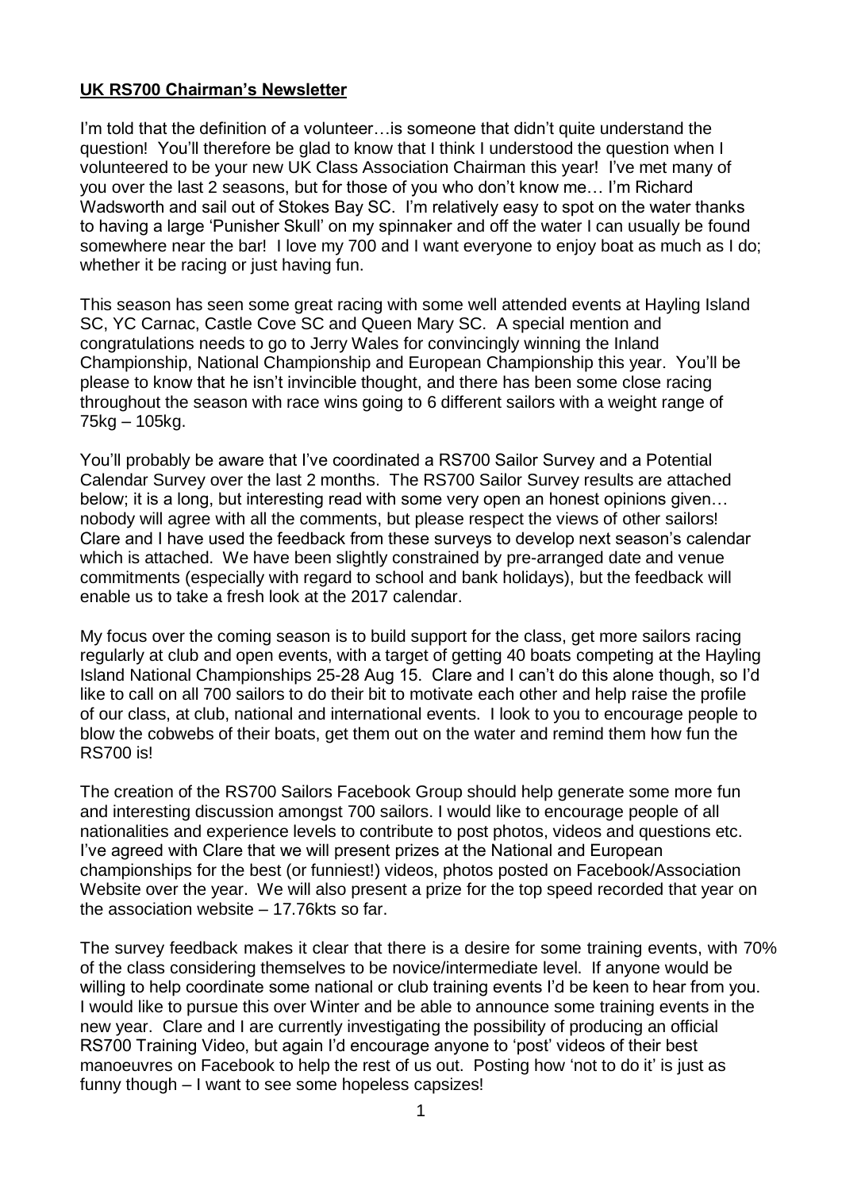**UK RS700 Chairman's Newsletter**

I'm told that the definition of a volunteer…is someone that didn't quite understand the question! You'll therefore be glad to know that I think I understood the question when I volunteered to be your new UK Class Association Chairman this year! I've met many of you over the last 2 seasons, but for those of you who don't know me… I'm Richard Wadsworth and sail out of Stokes Bay SC. I'm relatively easy to spot on the water thanks to having a large 'Punisher Skull' on my spinnaker and off the water I can usually be found somewhere near the bar! I love my 700 and I want everyone to enjoy boat as much as I do; whether it be racing or just having fun.

This season has seen some great racing with some well attended events at Hayling Island SC, YC Carnac, Castle Cove SC and Queen Mary SC. A special mention and congratulations needs to go to Jerry Wales for convincingly winning the Inland Championship, National Championship and European Championship this year. You'll be please to know that he isn't invincible thought, and there has been some close racing throughout the season with race wins going to 6 different sailors with a weight range of 75kg – 105kg.

You'll probably be aware that I've coordinated a RS700 Sailor Survey and a Potential Calendar Survey over the last 2 months. The RS700 Sailor Survey results are attached below; it is a long, but interesting read with some very open an honest opinions given… nobody will agree with all the comments, but please respect the views of other sailors! Clare and I have used the feedback from these surveys to develop next season's calendar which is attached. We have been slightly constrained by pre-arranged date and venue commitments (especially with regard to school and bank holidays), but the feedback will enable us to take a fresh look at the 2017 calendar.

My focus over the coming season is to build support for the class, get more sailors racing regularly at club and open events, with a target of getting 40 boats competing at the Hayling Island National Championships 25-28 Aug 15. Clare and I can't do this alone though, so I'd like to call on all 700 sailors to do their bit to motivate each other and help raise the profile of our class, at club, national and international events. I look to you to encourage people to blow the cobwebs of their boats, get them out on the water and remind them how fun the RS700 is!

The creation of the RS700 Sailors Facebook Group should help generate some more fun and interesting discussion amongst 700 sailors. I would like to encourage people of all nationalities and experience levels to contribute to post photos, videos and questions etc. I've agreed with Clare that we will present prizes at the National and European championships for the best (or funniest!) videos, photos posted on Facebook/Association Website over the year. We will also present a prize for the top speed recorded that year on the association website – 17.76kts so far.

The survey feedback makes it clear that there is a desire for some training events, with 70% of the class considering themselves to be novice/intermediate level. If anyone would be willing to help coordinate some national or club training events I'd be keen to hear from you. I would like to pursue this over Winter and be able to announce some training events in the new year. Clare and I are currently investigating the possibility of producing an official RS700 Training Video, but again I'd encourage anyone to 'post' videos of their best manoeuvres on Facebook to help the rest of us out. Posting how 'not to do it' is just as funny though – I want to see some hopeless capsizes!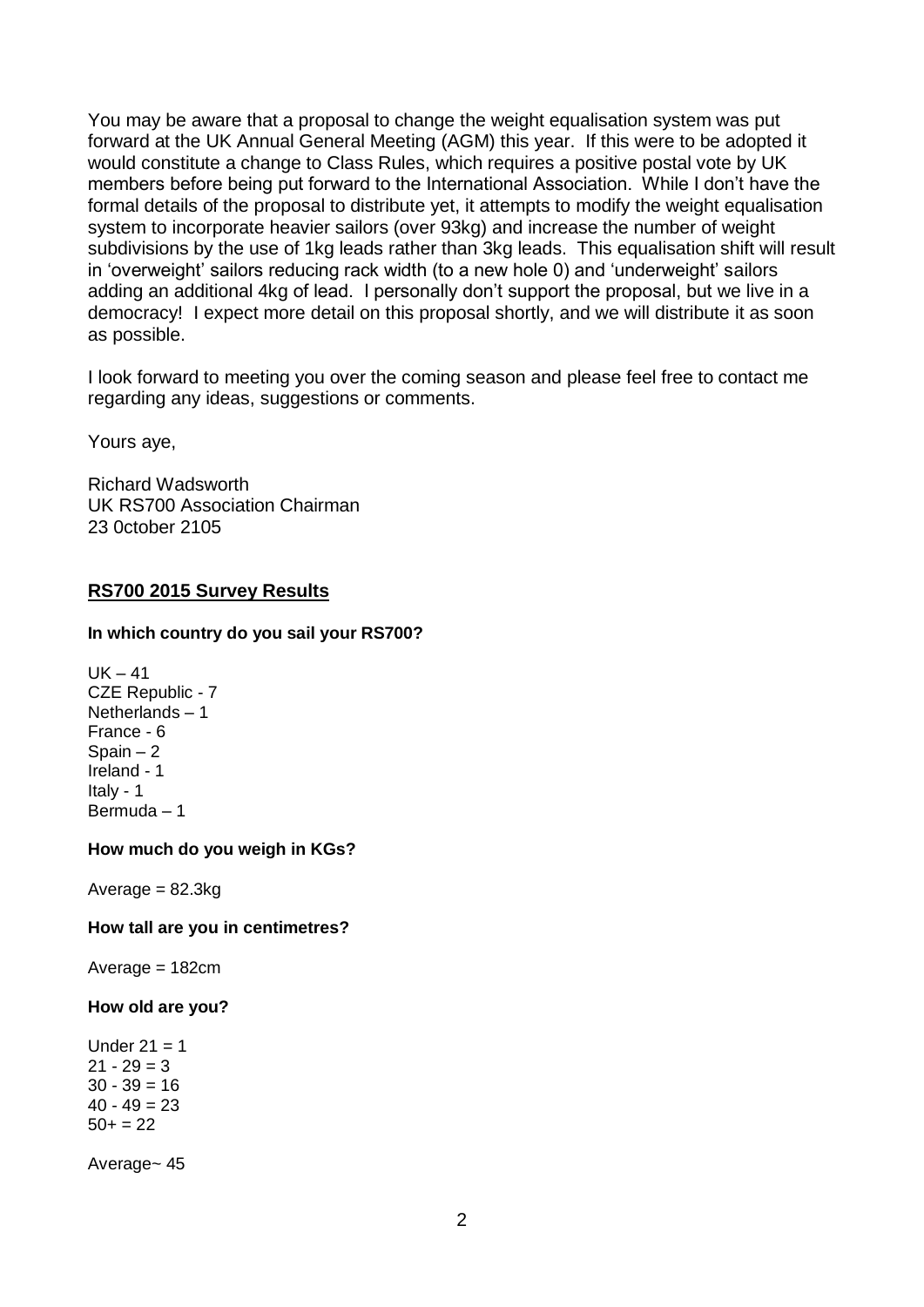You may be aware that a proposal to change the weight equalisation system was put forward at the UK Annual General Meeting (AGM) this year. If this were to be adopted it would constitute a change to Class Rules, which requires a positive postal vote by UK members before being put forward to the International Association. While I don't have the formal details of the proposal to distribute yet, it attempts to modify the weight equalisation system to incorporate heavier sailors (over 93kg) and increase the number of weight subdivisions by the use of 1kg leads rather than 3kg leads. This equalisation shift will result in 'overweight' sailors reducing rack width (to a new hole 0) and 'underweight' sailors adding an additional 4kg of lead. I personally don't support the proposal, but we live in a democracy! I expect more detail on this proposal shortly, and we will distribute it as soon as possible.

I look forward to meeting you over the coming season and please feel free to contact me regarding any ideas, suggestions or comments.

Yours aye,

Richard Wadsworth
UK RS700 Association Chairman
23 0ctober 2105

## RS700 2015 Survey Results

**In which country do you sail your RS700?**

UK – 41
CZE Republic - 7
Netherlands – 1
France - 6
Spain – 2
Ireland - 1
Italy - 1
Bermuda – 1

**How much do you weigh in KGs?**

Average = 82.3kg

**How tall are you in centimetres?**

Average = 182cm

**How old are you?**

Under 21 = 1
21 - 29 = 3
30 - 39 = 16
40 - 49 = 23
50+ = 22

Average~ 45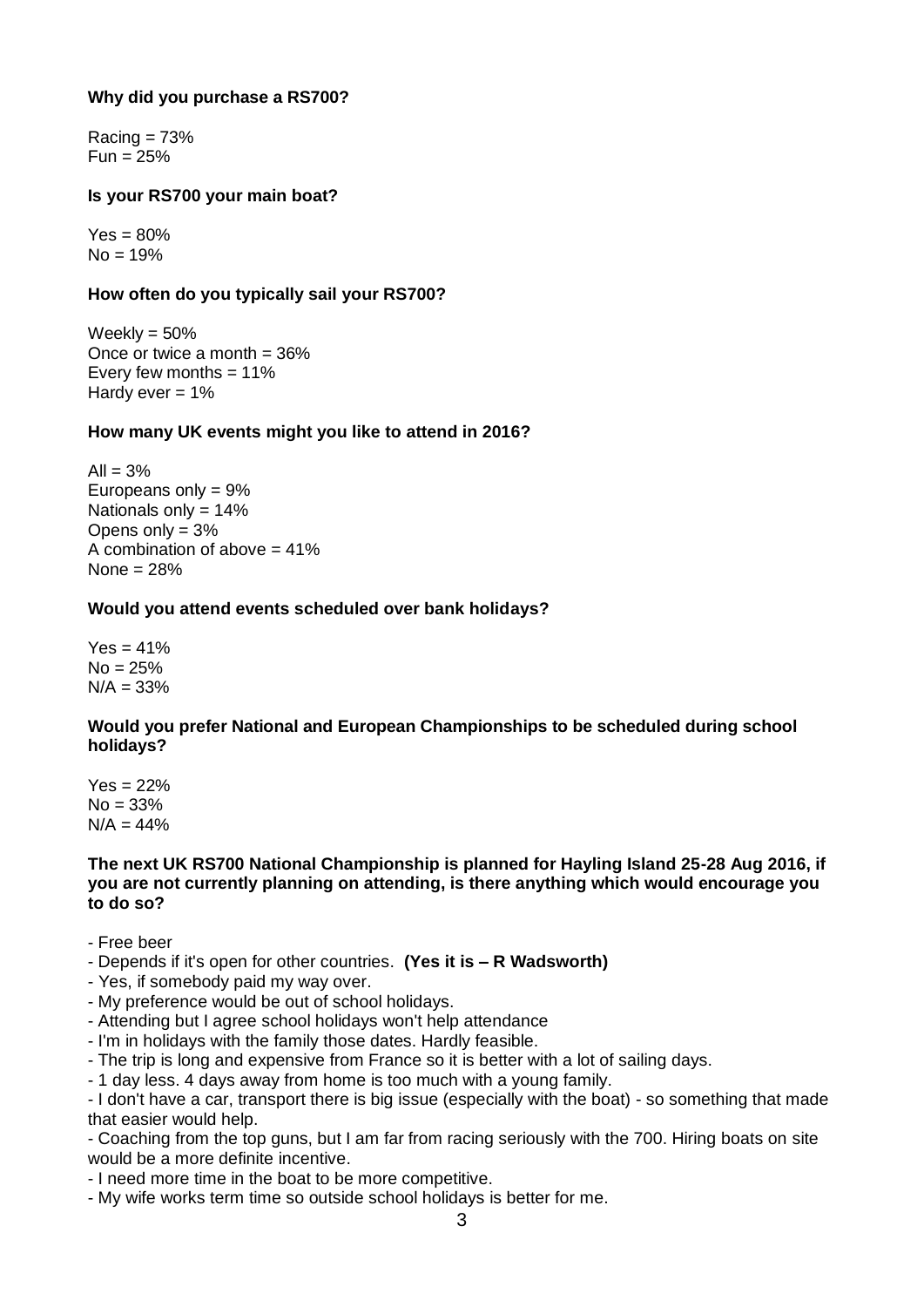**Why did you purchase a RS700?**

Racing = 73%
Fun = 25%

**Is your RS700 your main boat?**

Yes = 80%
No = 19%

**How often do you typically sail your RS700?**

Weekly = 50%
Once or twice a month = 36%
Every few months = 11%
Hardy ever = 1%

**How many UK events might you like to attend in 2016?**

All = 3%
Europeans only = 9%
Nationals only = 14%
Opens only = 3%
A combination of above = 41%
None = 28%

**Would you attend events scheduled over bank holidays?**

Yes = 41%
No = 25%
N/A = 33%

**Would you prefer National and European Championships to be scheduled during school holidays?**

Yes = 22%
No = 33%
N/A = 44%

**The next UK RS700 National Championship is planned for Hayling Island 25-28 Aug 2016, if you are not currently planning on attending, is there anything which would encourage you to do so?**

- Free beer
- Depends if it's open for other countries. **(Yes it is – R Wadsworth)**
- Yes, if somebody paid my way over.
- My preference would be out of school holidays.
- Attending but I agree school holidays won't help attendance
- I'm in holidays with the family those dates. Hardly feasible.
- The trip is long and expensive from France so it is better with a lot of sailing days.
- 1 day less. 4 days away from home is too much with a young family.
- I don't have a car, transport there is big issue (especially with the boat) - so something that made that easier would help.
- Coaching from the top guns, but I am far from racing seriously with the 700. Hiring boats on site would be a more definite incentive.
- I need more time in the boat to be more competitive.
- My wife works term time so outside school holidays is better for me.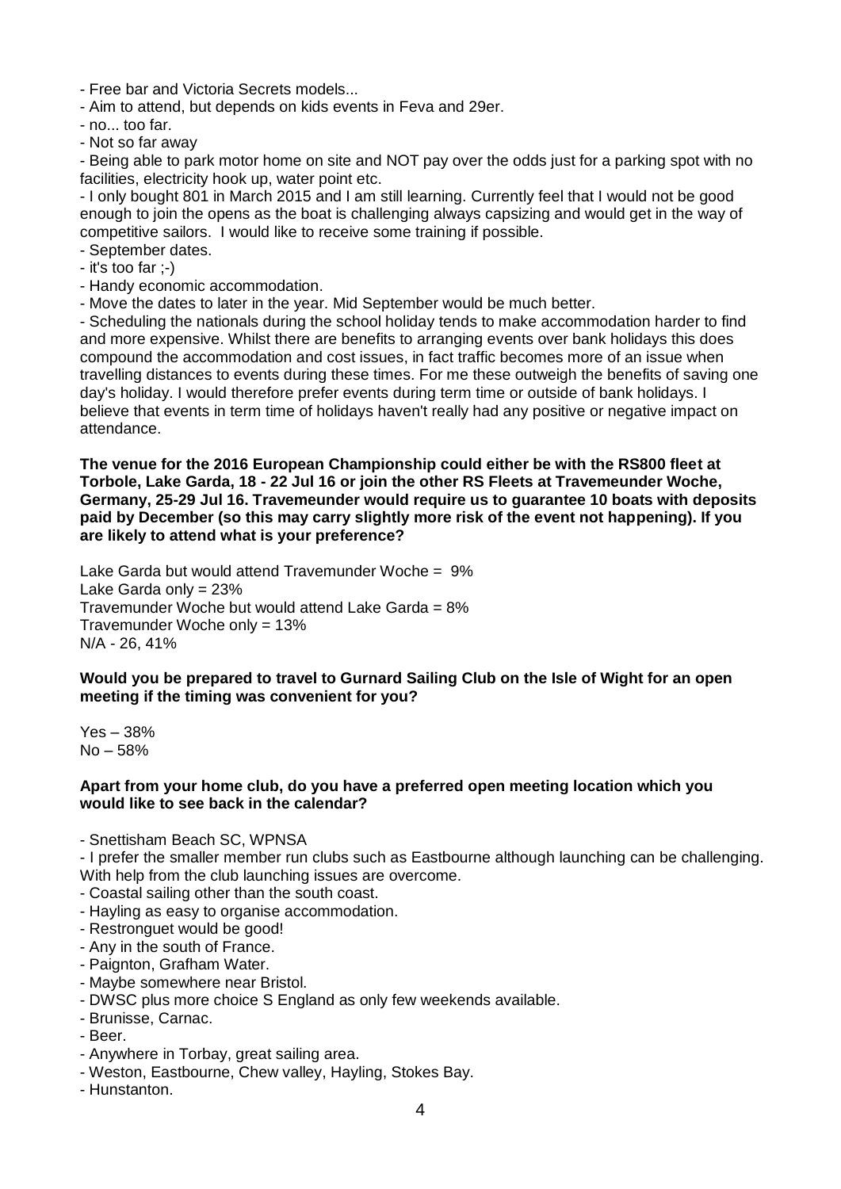- Free bar and Victoria Secrets models...
- Aim to attend, but depends on kids events in Feva and 29er.
- no... too far.
- Not so far away
- Being able to park motor home on site and NOT pay over the odds just for a parking spot with no facilities, electricity hook up, water point etc.
- I only bought 801 in March 2015 and I am still learning. Currently feel that I would not be good enough to join the opens as the boat is challenging always capsizing and would get in the way of competitive sailors. I would like to receive some training if possible.
- September dates.
- it's too far ;-)
- Handy economic accommodation.
- Move the dates to later in the year. Mid September would be much better.
- Scheduling the nationals during the school holiday tends to make accommodation harder to find and more expensive. Whilst there are benefits to arranging events over bank holidays this does compound the accommodation and cost issues, in fact traffic becomes more of an issue when travelling distances to events during these times. For me these outweigh the benefits of saving one day's holiday. I would therefore prefer events during term time or outside of bank holidays. I believe that events in term time of holidays haven't really had any positive or negative impact on attendance.

**The venue for the 2016 European Championship could either be with the RS800 fleet at Torbole, Lake Garda, 18 - 22 Jul 16 or join the other RS Fleets at Travemeunder Woche, Germany, 25-29 Jul 16. Travemeunder would require us to guarantee 10 boats with deposits paid by December (so this may carry slightly more risk of the event not happening). If you are likely to attend what is your preference?**

Lake Garda but would attend Travemunder Woche = 9%
Lake Garda only = 23%
Travemunder Woche but would attend Lake Garda = 8%
Travemunder Woche only = 13%
N/A - 26, 41%

**Would you be prepared to travel to Gurnard Sailing Club on the Isle of Wight for an open meeting if the timing was convenient for you?**

Yes – 38%
No – 58%

**Apart from your home club, do you have a preferred open meeting location which you would like to see back in the calendar?**

- Snettisham Beach SC, WPNSA
- I prefer the smaller member run clubs such as Eastbourne although launching can be challenging. With help from the club launching issues are overcome.
- Coastal sailing other than the south coast.
- Hayling as easy to organise accommodation.
- Restronguet would be good!
- Any in the south of France.
- Paignton, Grafham Water.
- Maybe somewhere near Bristol.
- DWSC plus more choice S England as only few weekends available.
- Brunisse, Carnac.
- Beer.
- Anywhere in Torbay, great sailing area.
- Weston, Eastbourne, Chew valley, Hayling, Stokes Bay.
- Hunstanton.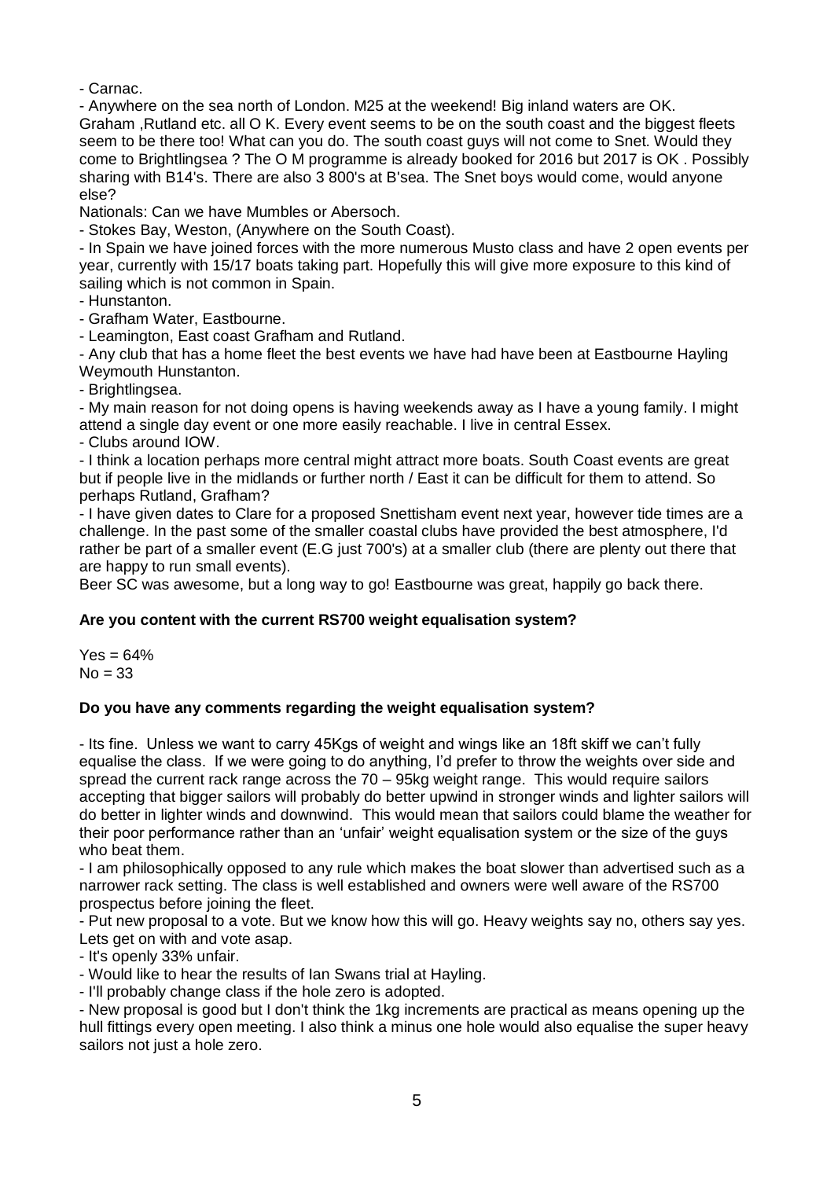- Carnac.

- Anywhere on the sea north of London. M25 at the weekend! Big inland waters are OK. Graham ,Rutland etc. all O K. Every event seems to be on the south coast and the biggest fleets seem to be there too! What can you do. The south coast guys will not come to Snet. Would they come to Brightlingsea ? The O M programme is already booked for 2016 but 2017 is OK . Possibly sharing with B14's. There are also 3 800's at B'sea. The Snet boys would come, would anyone else?

Nationals: Can we have Mumbles or Abersoch.

- Stokes Bay, Weston, (Anywhere on the South Coast).

- In Spain we have joined forces with the more numerous Musto class and have 2 open events per year, currently with 15/17 boats taking part. Hopefully this will give more exposure to this kind of sailing which is not common in Spain.

- Hunstanton.

- Grafham Water, Eastbourne.

- Leamington, East coast Grafham and Rutland.

- Any club that has a home fleet the best events we have had have been at Eastbourne Hayling Weymouth Hunstanton.

- Brightlingsea.

- My main reason for not doing opens is having weekends away as I have a young family. I might attend a single day event or one more easily reachable. I live in central Essex.

- Clubs around IOW.

- I think a location perhaps more central might attract more boats. South Coast events are great but if people live in the midlands or further north / East it can be difficult for them to attend. So perhaps Rutland, Grafham?

- I have given dates to Clare for a proposed Snettisham event next year, however tide times are a challenge. In the past some of the smaller coastal clubs have provided the best atmosphere, I'd rather be part of a smaller event (E.G just 700's) at a smaller club (there are plenty out there that are happy to run small events).

Beer SC was awesome, but a long way to go! Eastbourne was great, happily go back there.

**Are you content with the current RS700 weight equalisation system?**

Yes = 64%
No = 33

**Do you have any comments regarding the weight equalisation system?**

- Its fine. Unless we want to carry 45Kgs of weight and wings like an 18ft skiff we can't fully equalise the class. If we were going to do anything, I'd prefer to throw the weights over side and spread the current rack range across the 70 – 95kg weight range. This would require sailors accepting that bigger sailors will probably do better upwind in stronger winds and lighter sailors will do better in lighter winds and downwind. This would mean that sailors could blame the weather for their poor performance rather than an 'unfair' weight equalisation system or the size of the guys who beat them.

- I am philosophically opposed to any rule which makes the boat slower than advertised such as a narrower rack setting. The class is well established and owners were well aware of the RS700 prospectus before joining the fleet.

- Put new proposal to a vote. But we know how this will go. Heavy weights say no, others say yes. Lets get on with and vote asap.

- It's openly 33% unfair.

- Would like to hear the results of Ian Swans trial at Hayling.

- I'll probably change class if the hole zero is adopted.

- New proposal is good but I don't think the 1kg increments are practical as means opening up the hull fittings every open meeting. I also think a minus one hole would also equalise the super heavy sailors not just a hole zero.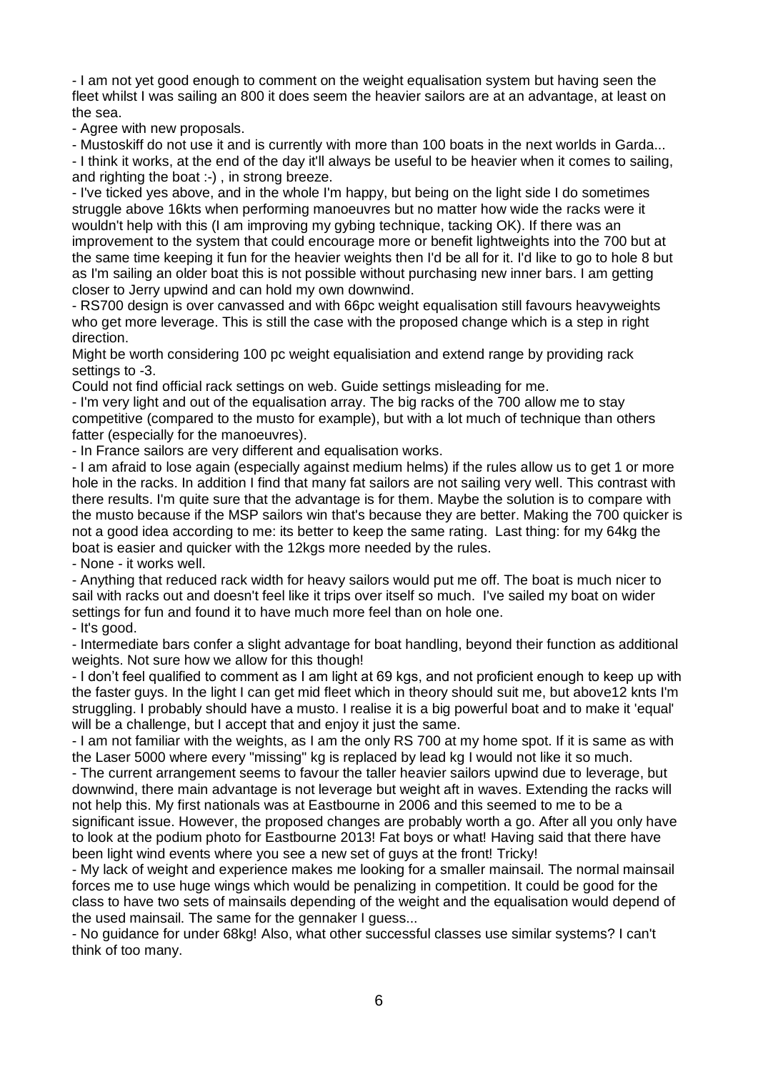- I am not yet good enough to comment on the weight equalisation system but having seen the fleet whilst I was sailing an 800 it does seem the heavier sailors are at an advantage, at least on the sea.

- Agree with new proposals.

- Mustoskiff do not use it and is currently with more than 100 boats in the next worlds in Garda...

- I think it works, at the end of the day it'll always be useful to be heavier when it comes to sailing, and righting the boat :-) , in strong breeze.

- I've ticked yes above, and in the whole I'm happy, but being on the light side I do sometimes struggle above 16kts when performing manoeuvres but no matter how wide the racks were it wouldn't help with this (I am improving my gybing technique, tacking OK). If there was an improvement to the system that could encourage more or benefit lightweights into the 700 but at the same time keeping it fun for the heavier weights then I'd be all for it. I'd like to go to hole 8 but as I'm sailing an older boat this is not possible without purchasing new inner bars. I am getting closer to Jerry upwind and can hold my own downwind.

- RS700 design is over canvassed and with 66pc weight equalisation still favours heavyweights who get more leverage. This is still the case with the proposed change which is a step in right direction.

Might be worth considering 100 pc weight equalisiation and extend range by providing rack settings to -3.

Could not find official rack settings on web. Guide settings misleading for me.

- I'm very light and out of the equalisation array. The big racks of the 700 allow me to stay competitive (compared to the musto for example), but with a lot much of technique than others fatter (especially for the manoeuvres).

- In France sailors are very different and equalisation works.

- I am afraid to lose again (especially against medium helms) if the rules allow us to get 1 or more hole in the racks. In addition I find that many fat sailors are not sailing very well. This contrast with there results. I'm quite sure that the advantage is for them. Maybe the solution is to compare with the musto because if the MSP sailors win that's because they are better. Making the 700 quicker is not a good idea according to me: its better to keep the same rating. Last thing: for my 64kg the boat is easier and quicker with the 12kgs more needed by the rules.

- None - it works well.

- Anything that reduced rack width for heavy sailors would put me off. The boat is much nicer to sail with racks out and doesn't feel like it trips over itself so much. I've sailed my boat on wider settings for fun and found it to have much more feel than on hole one.

- It's good.

- Intermediate bars confer a slight advantage for boat handling, beyond their function as additional weights. Not sure how we allow for this though!

- I don't feel qualified to comment as I am light at 69 kgs, and not proficient enough to keep up with the faster guys. In the light I can get mid fleet which in theory should suit me, but above12 knts I'm struggling. I probably should have a musto. I realise it is a big powerful boat and to make it 'equal' will be a challenge, but I accept that and enjoy it just the same.

- I am not familiar with the weights, as I am the only RS 700 at my home spot. If it is same as with the Laser 5000 where every "missing" kg is replaced by lead kg I would not like it so much.

- The current arrangement seems to favour the taller heavier sailors upwind due to leverage, but downwind, there main advantage is not leverage but weight aft in waves. Extending the racks will not help this. My first nationals was at Eastbourne in 2006 and this seemed to me to be a significant issue. However, the proposed changes are probably worth a go. After all you only have to look at the podium photo for Eastbourne 2013! Fat boys or what! Having said that there have been light wind events where you see a new set of guys at the front! Tricky!

- My lack of weight and experience makes me looking for a smaller mainsail. The normal mainsail forces me to use huge wings which would be penalizing in competition. It could be good for the class to have two sets of mainsails depending of the weight and the equalisation would depend of the used mainsail. The same for the gennaker I guess...

- No guidance for under 68kg! Also, what other successful classes use similar systems? I can't think of too many.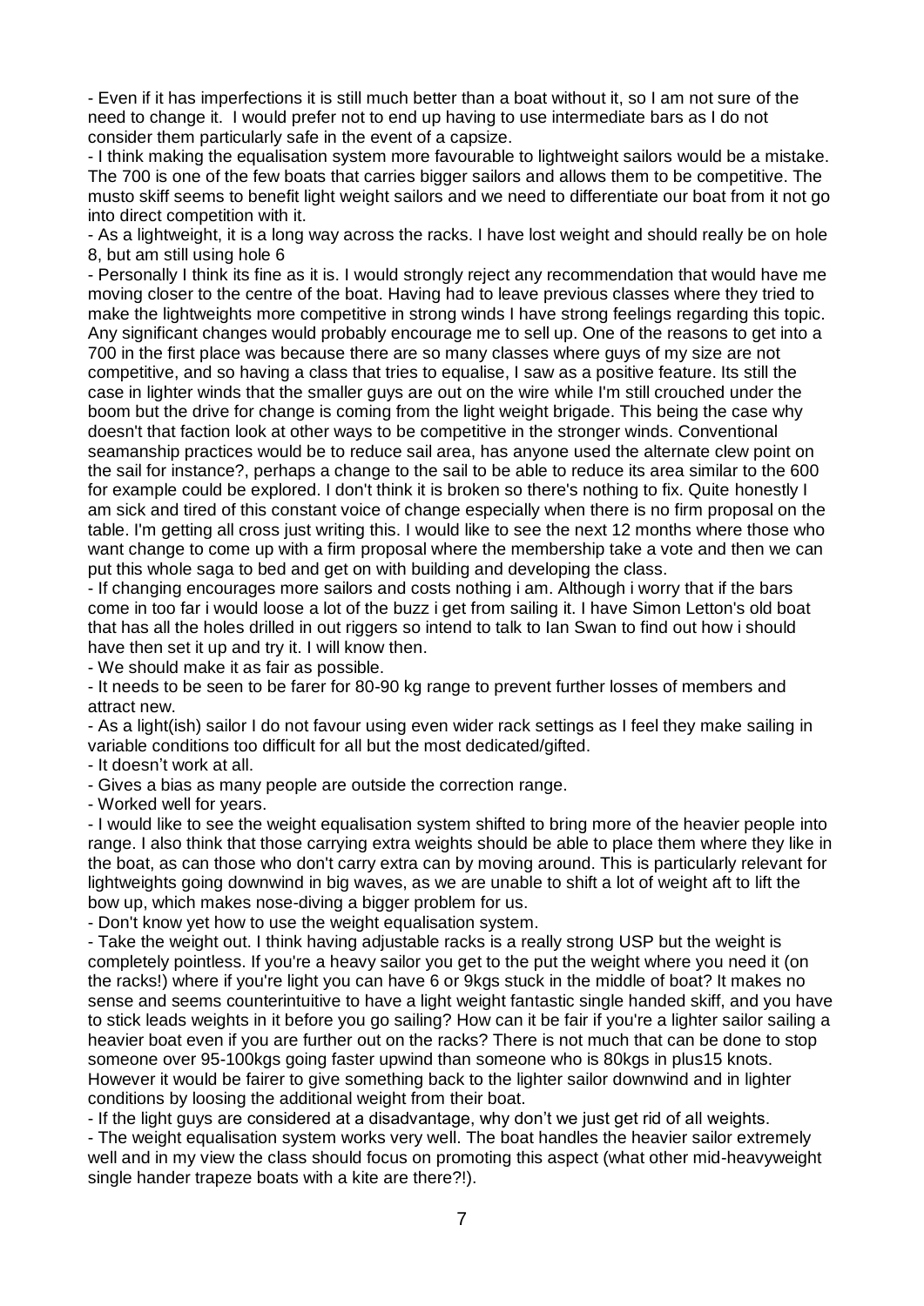- Even if it has imperfections it is still much better than a boat without it, so I am not sure of the need to change it. I would prefer not to end up having to use intermediate bars as I do not consider them particularly safe in the event of a capsize.
- I think making the equalisation system more favourable to lightweight sailors would be a mistake. The 700 is one of the few boats that carries bigger sailors and allows them to be competitive. The musto skiff seems to benefit light weight sailors and we need to differentiate our boat from it not go into direct competition with it.
- As a lightweight, it is a long way across the racks. I have lost weight and should really be on hole 8, but am still using hole 6
- Personally I think its fine as it is. I would strongly reject any recommendation that would have me moving closer to the centre of the boat. Having had to leave previous classes where they tried to make the lightweights more competitive in strong winds I have strong feelings regarding this topic. Any significant changes would probably encourage me to sell up. One of the reasons to get into a 700 in the first place was because there are so many classes where guys of my size are not competitive, and so having a class that tries to equalise, I saw as a positive feature. Its still the case in lighter winds that the smaller guys are out on the wire while I'm still crouched under the boom but the drive for change is coming from the light weight brigade. This being the case why doesn't that faction look at other ways to be competitive in the stronger winds. Conventional seamanship practices would be to reduce sail area, has anyone used the alternate clew point on the sail for instance?, perhaps a change to the sail to be able to reduce its area similar to the 600 for example could be explored. I don't think it is broken so there's nothing to fix. Quite honestly I am sick and tired of this constant voice of change especially when there is no firm proposal on the table. I'm getting all cross just writing this. I would like to see the next 12 months where those who want change to come up with a firm proposal where the membership take a vote and then we can put this whole saga to bed and get on with building and developing the class.
- If changing encourages more sailors and costs nothing i am. Although i worry that if the bars come in too far i would loose a lot of the buzz i get from sailing it. I have Simon Letton's old boat that has all the holes drilled in out riggers so intend to talk to Ian Swan to find out how i should have then set it up and try it. I will know then.
- We should make it as fair as possible.
- It needs to be seen to be farer for 80-90 kg range to prevent further losses of members and attract new.
- As a light(ish) sailor I do not favour using even wider rack settings as I feel they make sailing in variable conditions too difficult for all but the most dedicated/gifted.
- It doesn't work at all.
- Gives a bias as many people are outside the correction range.
- Worked well for years.
- I would like to see the weight equalisation system shifted to bring more of the heavier people into range. I also think that those carrying extra weights should be able to place them where they like in the boat, as can those who don't carry extra can by moving around. This is particularly relevant for lightweights going downwind in big waves, as we are unable to shift a lot of weight aft to lift the bow up, which makes nose-diving a bigger problem for us.
- Don't know yet how to use the weight equalisation system.
- Take the weight out. I think having adjustable racks is a really strong USP but the weight is completely pointless. If you're a heavy sailor you get to the put the weight where you need it (on the racks!) where if you're light you can have 6 or 9kgs stuck in the middle of boat? It makes no sense and seems counterintuitive to have a light weight fantastic single handed skiff, and you have to stick leads weights in it before you go sailing? How can it be fair if you're a lighter sailor sailing a heavier boat even if you are further out on the racks? There is not much that can be done to stop someone over 95-100kgs going faster upwind than someone who is 80kgs in plus15 knots. However it would be fairer to give something back to the lighter sailor downwind and in lighter conditions by loosing the additional weight from their boat.
- If the light guys are considered at a disadvantage, why don't we just get rid of all weights.
- The weight equalisation system works very well. The boat handles the heavier sailor extremely well and in my view the class should focus on promoting this aspect (what other mid-heavyweight single hander trapeze boats with a kite are there?!).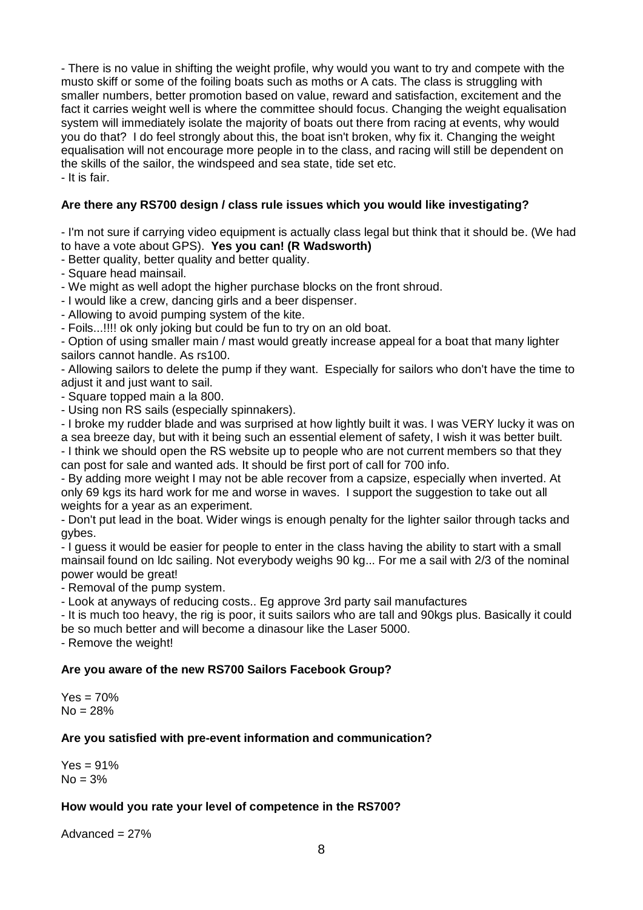- There is no value in shifting the weight profile, why would you want to try and compete with the musto skiff or some of the foiling boats such as moths or A cats. The class is struggling with smaller numbers, better promotion based on value, reward and satisfaction, excitement and the fact it carries weight well is where the committee should focus. Changing the weight equalisation system will immediately isolate the majority of boats out there from racing at events, why would you do that? I do feel strongly about this, the boat isn't broken, why fix it. Changing the weight equalisation will not encourage more people in to the class, and racing will still be dependent on the skills of the sailor, the windspeed and sea state, tide set etc.
- It is fair.

**Are there any RS700 design / class rule issues which you would like investigating?**

- I'm not sure if carrying video equipment is actually class legal but think that it should be. (We had to have a vote about GPS). **Yes you can! (R Wadsworth)**
- Better quality, better quality and better quality.
- Square head mainsail.
- We might as well adopt the higher purchase blocks on the front shroud.
- I would like a crew, dancing girls and a beer dispenser.
- Allowing to avoid pumping system of the kite.
- Foils...!!!! ok only joking but could be fun to try on an old boat.
- Option of using smaller main / mast would greatly increase appeal for a boat that many lighter sailors cannot handle. As rs100.
- Allowing sailors to delete the pump if they want. Especially for sailors who don't have the time to adjust it and just want to sail.
- Square topped main a la 800.
- Using non RS sails (especially spinnakers).
- I broke my rudder blade and was surprised at how lightly built it was. I was VERY lucky it was on a sea breeze day, but with it being such an essential element of safety, I wish it was better built.
- I think we should open the RS website up to people who are not current members so that they can post for sale and wanted ads. It should be first port of call for 700 info.
- By adding more weight I may not be able recover from a capsize, especially when inverted. At only 69 kgs its hard work for me and worse in waves. I support the suggestion to take out all weights for a year as an experiment.
- Don't put lead in the boat. Wider wings is enough penalty for the lighter sailor through tacks and gybes.
- I guess it would be easier for people to enter in the class having the ability to start with a small mainsail found on ldc sailing. Not everybody weighs 90 kg... For me a sail with 2/3 of the nominal power would be great!
- Removal of the pump system.
- Look at anyways of reducing costs.. Eg approve 3rd party sail manufactures
- It is much too heavy, the rig is poor, it suits sailors who are tall and 90kgs plus. Basically it could be so much better and will become a dinasour like the Laser 5000.
- Remove the weight!

**Are you aware of the new RS700 Sailors Facebook Group?**

Yes = 70%
No = 28%

**Are you satisfied with pre-event information and communication?**

Yes = 91%
No = 3%

**How would you rate your level of competence in the RS700?**

Advanced = 27%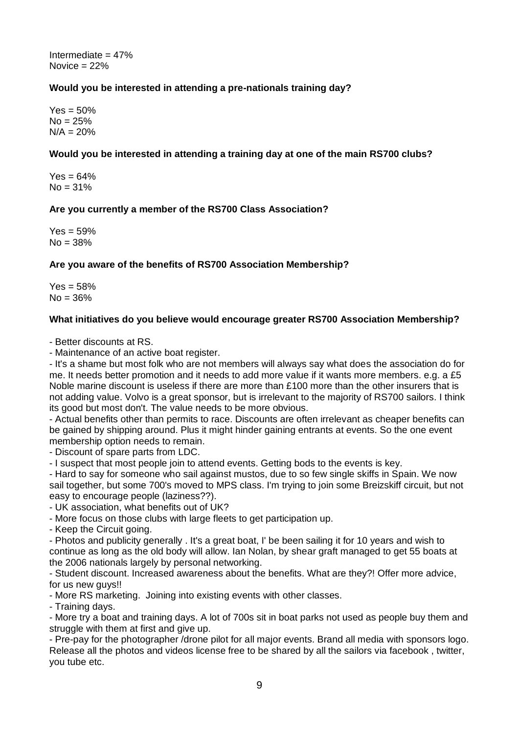Intermediate = 47%
Novice = 22%

**Would you be interested in attending a pre-nationals training day?**

Yes = 50%
No = 25%
N/A = 20%

**Would you be interested in attending a training day at one of the main RS700 clubs?**

Yes = 64%
No = 31%

**Are you currently a member of the RS700 Class Association?**

Yes = 59%
No = 38%

**Are you aware of the benefits of RS700 Association Membership?**

Yes = 58%
No = 36%

**What initiatives do you believe would encourage greater RS700 Association Membership?**

- Better discounts at RS.
- Maintenance of an active boat register.
- It's a shame but most folk who are not members will always say what does the association do for me. It needs better promotion and it needs to add more value if it wants more members. e.g. a £5 Noble marine discount is useless if there are more than £100 more than the other insurers that is not adding value. Volvo is a great sponsor, but is irrelevant to the majority of RS700 sailors. I think its good but most don't. The value needs to be more obvious.
- Actual benefits other than permits to race. Discounts are often irrelevant as cheaper benefits can be gained by shipping around. Plus it might hinder gaining entrants at events. So the one event membership option needs to remain.
- Discount of spare parts from LDC.
- I suspect that most people join to attend events. Getting bods to the events is key.
- Hard to say for someone who sail against mustos, due to so few single skiffs in Spain. We now sail together, but some 700's moved to MPS class. I'm trying to join some Breizskiff circuit, but not easy to encourage people (laziness??).
- UK association, what benefits out of UK?
- More focus on those clubs with large fleets to get participation up.
- Keep the Circuit going.
- Photos and publicity generally . It's a great boat, I' be been sailing it for 10 years and wish to continue as long as the old body will allow. Ian Nolan, by shear graft managed to get 55 boats at the 2006 nationals largely by personal networking.
- Student discount. Increased awareness about the benefits. What are they?! Offer more advice, for us new guys!!
- More RS marketing. Joining into existing events with other classes.
- Training days.
- More try a boat and training days. A lot of 700s sit in boat parks not used as people buy them and struggle with them at first and give up.
- Pre-pay for the photographer /drone pilot for all major events. Brand all media with sponsors logo. Release all the photos and videos license free to be shared by all the sailors via facebook , twitter, you tube etc.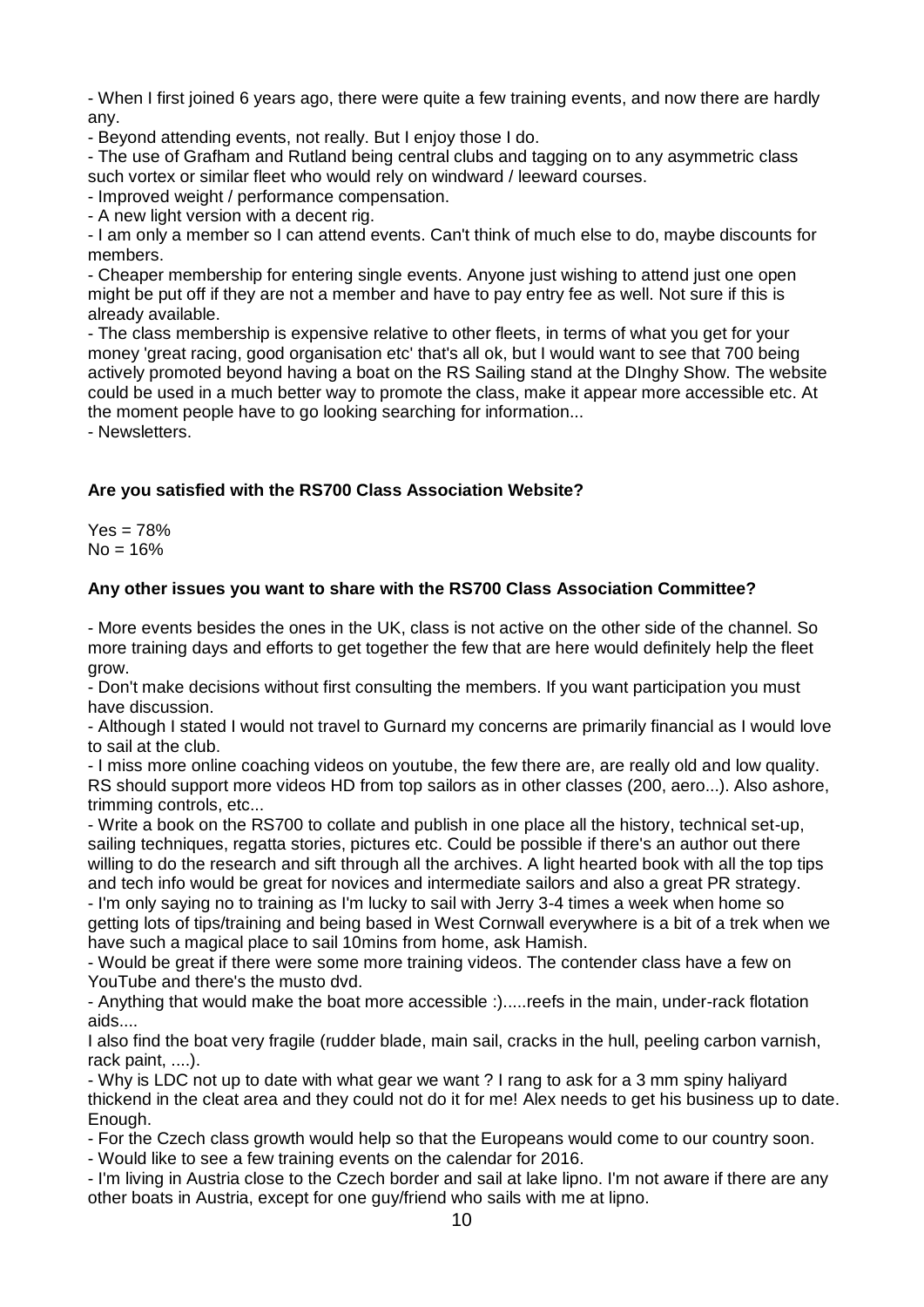- When I first joined 6 years ago, there were quite a few training events, and now there are hardly any.
- Beyond attending events, not really. But I enjoy those I do.
- The use of Grafham and Rutland being central clubs and tagging on to any asymmetric class such vortex or similar fleet who would rely on windward / leeward courses.
- Improved weight / performance compensation.
- A new light version with a decent rig.
- I am only a member so I can attend events. Can't think of much else to do, maybe discounts for members.
- Cheaper membership for entering single events. Anyone just wishing to attend just one open might be put off if they are not a member and have to pay entry fee as well. Not sure if this is already available.
- The class membership is expensive relative to other fleets, in terms of what you get for your money 'great racing, good organisation etc' that's all ok, but I would want to see that 700 being actively promoted beyond having a boat on the RS Sailing stand at the DInghy Show. The website could be used in a much better way to promote the class, make it appear more accessible etc. At the moment people have to go looking searching for information...
- Newsletters.

**Are you satisfied with the RS700 Class Association Website?**

Yes = 78%
No = 16%

**Any other issues you want to share with the RS700 Class Association Committee?**

- More events besides the ones in the UK, class is not active on the other side of the channel. So more training days and efforts to get together the few that are here would definitely help the fleet grow.
- Don't make decisions without first consulting the members. If you want participation you must have discussion.
- Although I stated I would not travel to Gurnard my concerns are primarily financial as I would love to sail at the club.
- I miss more online coaching videos on youtube, the few there are, are really old and low quality. RS should support more videos HD from top sailors as in other classes (200, aero...). Also ashore, trimming controls, etc...
- Write a book on the RS700 to collate and publish in one place all the history, technical set-up, sailing techniques, regatta stories, pictures etc. Could be possible if there's an author out there willing to do the research and sift through all the archives. A light hearted book with all the top tips and tech info would be great for novices and intermediate sailors and also a great PR strategy.
- I'm only saying no to training as I'm lucky to sail with Jerry 3-4 times a week when home so getting lots of tips/training and being based in West Cornwall everywhere is a bit of a trek when we have such a magical place to sail 10mins from home, ask Hamish.
- Would be great if there were some more training videos. The contender class have a few on YouTube and there's the musto dvd.
- Anything that would make the boat more accessible :).....reefs in the main, under-rack flotation aids....

I also find the boat very fragile (rudder blade, main sail, cracks in the hull, peeling carbon varnish, rack paint, ....).
- Why is LDC not up to date with what gear we want ? I rang to ask for a 3 mm spiny haliyard thickend in the cleat area and they could not do it for me! Alex needs to get his business up to date. Enough.
- For the Czech class growth would help so that the Europeans would come to our country soon.
- Would like to see a few training events on the calendar for 2016.
- I'm living in Austria close to the Czech border and sail at lake lipno. I'm not aware if there are any other boats in Austria, except for one guy/friend who sails with me at lipno.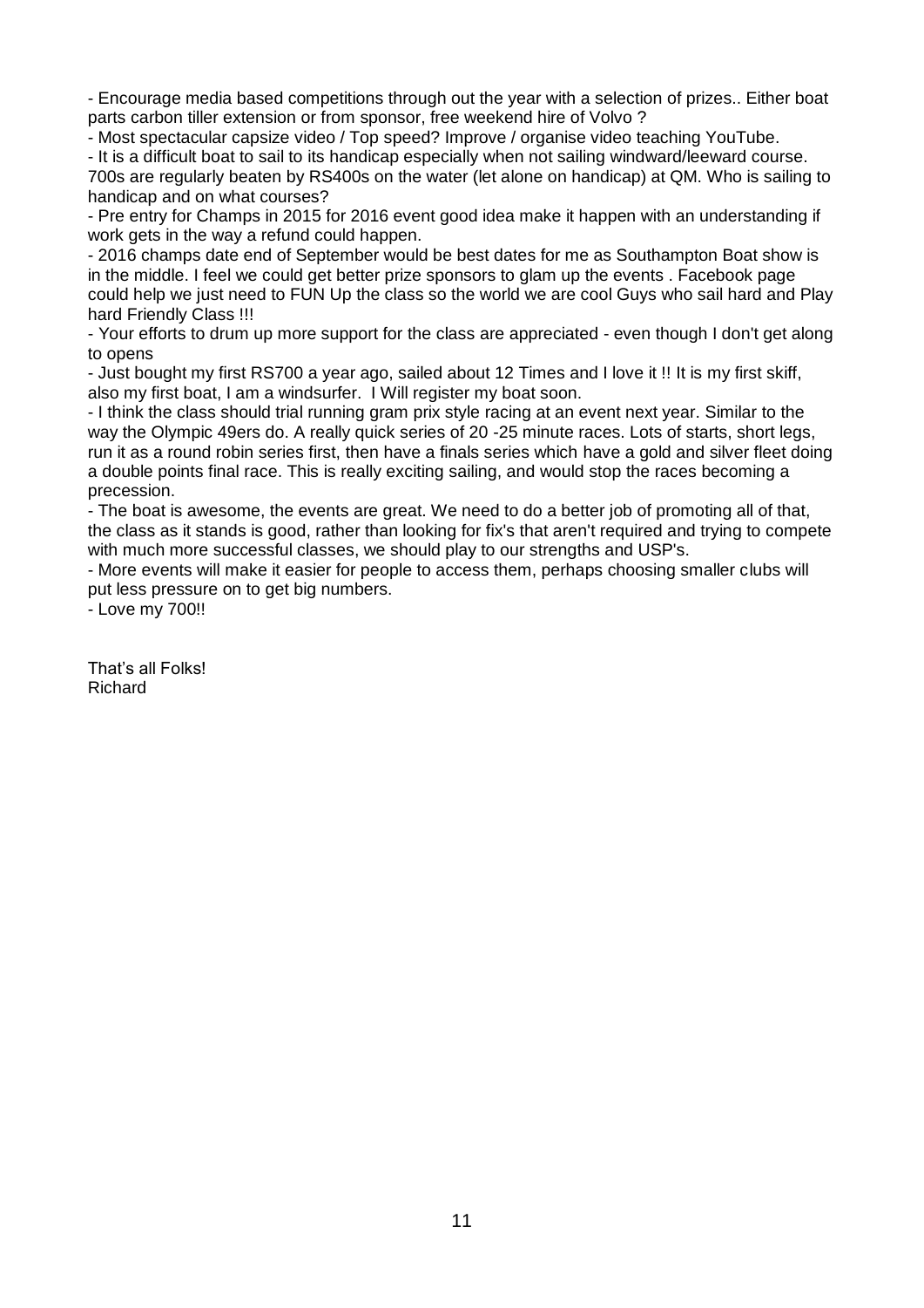- Encourage media based competitions through out the year with a selection of prizes.. Either boat parts carbon tiller extension or from sponsor, free weekend hire of Volvo ?
- Most spectacular capsize video / Top speed? Improve / organise video teaching YouTube.
- It is a difficult boat to sail to its handicap especially when not sailing windward/leeward course. 700s are regularly beaten by RS400s on the water (let alone on handicap) at QM. Who is sailing to handicap and on what courses?
- Pre entry for Champs in 2015 for 2016 event good idea make it happen with an understanding if work gets in the way a refund could happen.
- 2016 champs date end of September would be best dates for me as Southampton Boat show is in the middle. I feel we could get better prize sponsors to glam up the events . Facebook page could help we just need to FUN Up the class so the world we are cool Guys who sail hard and Play hard Friendly Class !!!
- Your efforts to drum up more support for the class are appreciated - even though I don't get along to opens
- Just bought my first RS700 a year ago, sailed about 12 Times and I love it !! It is my first skiff, also my first boat, I am a windsurfer. I Will register my boat soon.
- I think the class should trial running gram prix style racing at an event next year. Similar to the way the Olympic 49ers do. A really quick series of 20 -25 minute races. Lots of starts, short legs, run it as a round robin series first, then have a finals series which have a gold and silver fleet doing a double points final race. This is really exciting sailing, and would stop the races becoming a precession.
- The boat is awesome, the events are great. We need to do a better job of promoting all of that, the class as it stands is good, rather than looking for fix's that aren't required and trying to compete with much more successful classes, we should play to our strengths and USP's.
- More events will make it easier for people to access them, perhaps choosing smaller clubs will put less pressure on to get big numbers.
- Love my 700!!

That's all Folks!
Richard